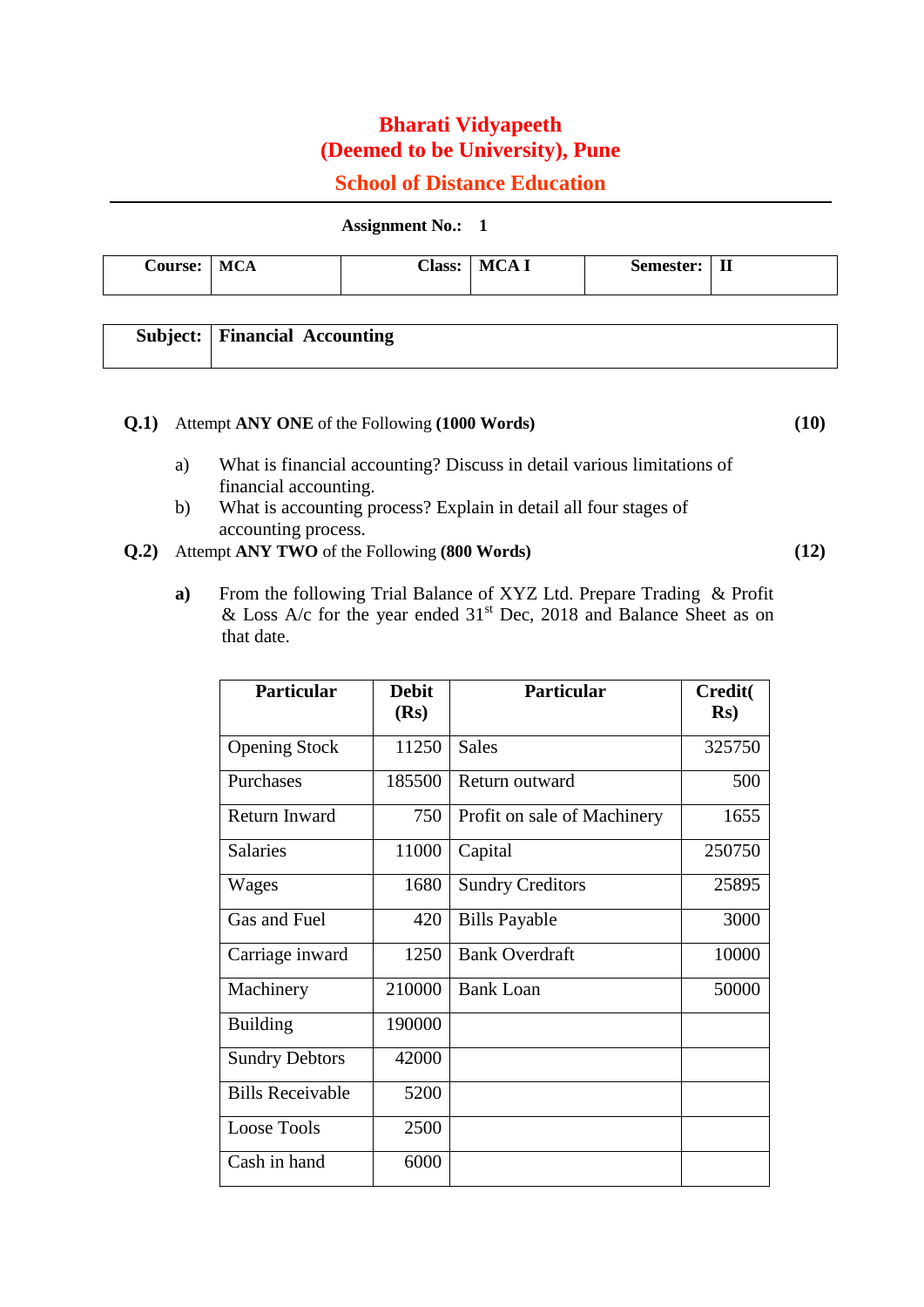# Bharati Vidyapeeth
# (Deemed to be University), Pune
## School of Distance Education

**Assignment No.: 1**

| **Course:** | **MCA** | **Class:** | **MCA I** | **Semester:** | **II** |
|---|---|---|---|---|---|

| **Subject:** | **Financial Accounting** |
|---|---|

**Q.1)** Attempt **ANY ONE** of the Following **(1000 Words)** **(10)**

a) What is financial accounting? Discuss in detail various limitations of financial accounting.

b) What is accounting process? Explain in detail all four stages of accounting process.

**Q.2)** Attempt **ANY TWO** of the Following **(800 Words)** **(12)**

**a)** From the following Trial Balance of XYZ Ltd. Prepare Trading & Profit & Loss A/c for the year ended 31st Dec, 2018 and Balance Sheet as on that date.

| Particular | Debit (Rs) | Particular | Credit(Rs) |
|---|---|---|---|
| Opening Stock | 11250 | Sales | 325750 |
| Purchases | 185500 | Return outward | 500 |
| Return Inward | 750 | Profit on sale of Machinery | 1655 |
| Salaries | 11000 | Capital | 250750 |
| Wages | 1680 | Sundry Creditors | 25895 |
| Gas and Fuel | 420 | Bills Payable | 3000 |
| Carriage inward | 1250 | Bank Overdraft | 10000 |
| Machinery | 210000 | Bank Loan | 50000 |
| Building | 190000 | | |
| Sundry Debtors | 42000 | | |
| Bills Receivable | 5200 | | |
| Loose Tools | 2500 | | |
| Cash in hand | 6000 | | |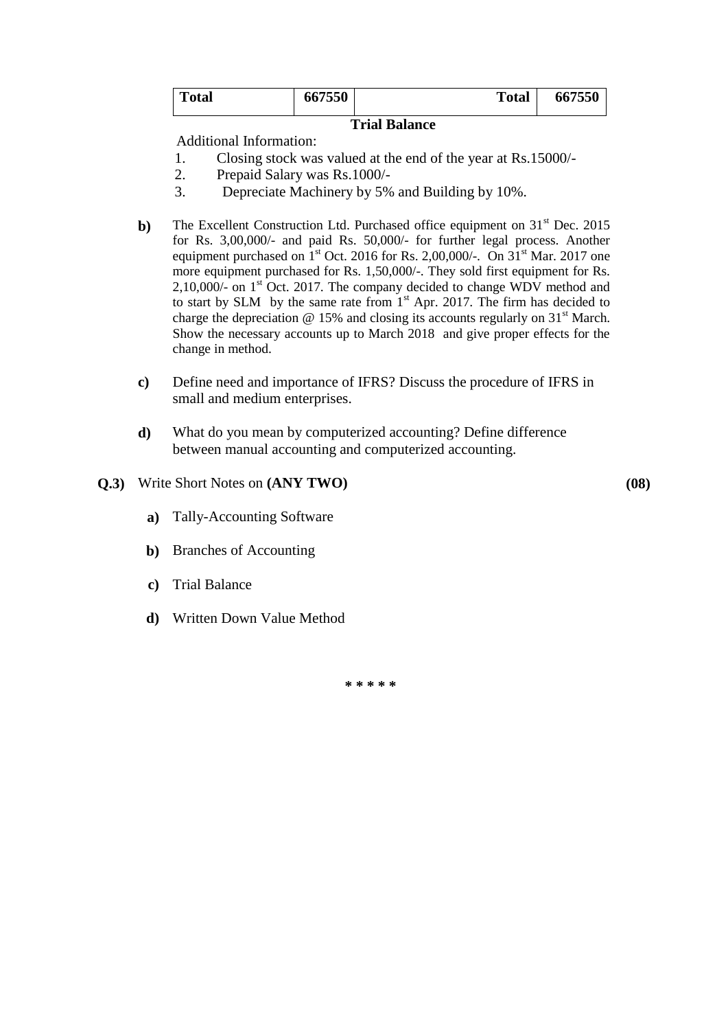| | | | |
|---|---|---|---|
| **Total** | **667550** | **Total** | **667550** |

**Trial Balance**

Additional Information:

1. Closing stock was valued at the end of the year at Rs.15000/-
2. Prepaid Salary was Rs.1000/-
3. Depreciate Machinery by 5% and Building by 10%.

**b)** The Excellent Construction Ltd. Purchased office equipment on 31st Dec. 2015 for Rs. 3,00,000/- and paid Rs. 50,000/- for further legal process. Another equipment purchased on 1st Oct. 2016 for Rs. 2,00,000/-. On 31st Mar. 2017 one more equipment purchased for Rs. 1,50,000/-. They sold first equipment for Rs. 2,10,000/- on 1st Oct. 2017. The company decided to change WDV method and to start by SLM by the same rate from 1st Apr. 2017. The firm has decided to charge the depreciation @ 15% and closing its accounts regularly on 31st March. Show the necessary accounts up to March 2018 and give proper effects for the change in method.

**c)** Define need and importance of IFRS? Discuss the procedure of IFRS in small and medium enterprises.

**d)** What do you mean by computerized accounting? Define difference between manual accounting and computerized accounting.

**Q.3)** Write Short Notes on **(ANY TWO)** **(08)**

**a)** Tally-Accounting Software

**b)** Branches of Accounting

**c)** Trial Balance

**d)** Written Down Value Method

\* \* \* \* \*